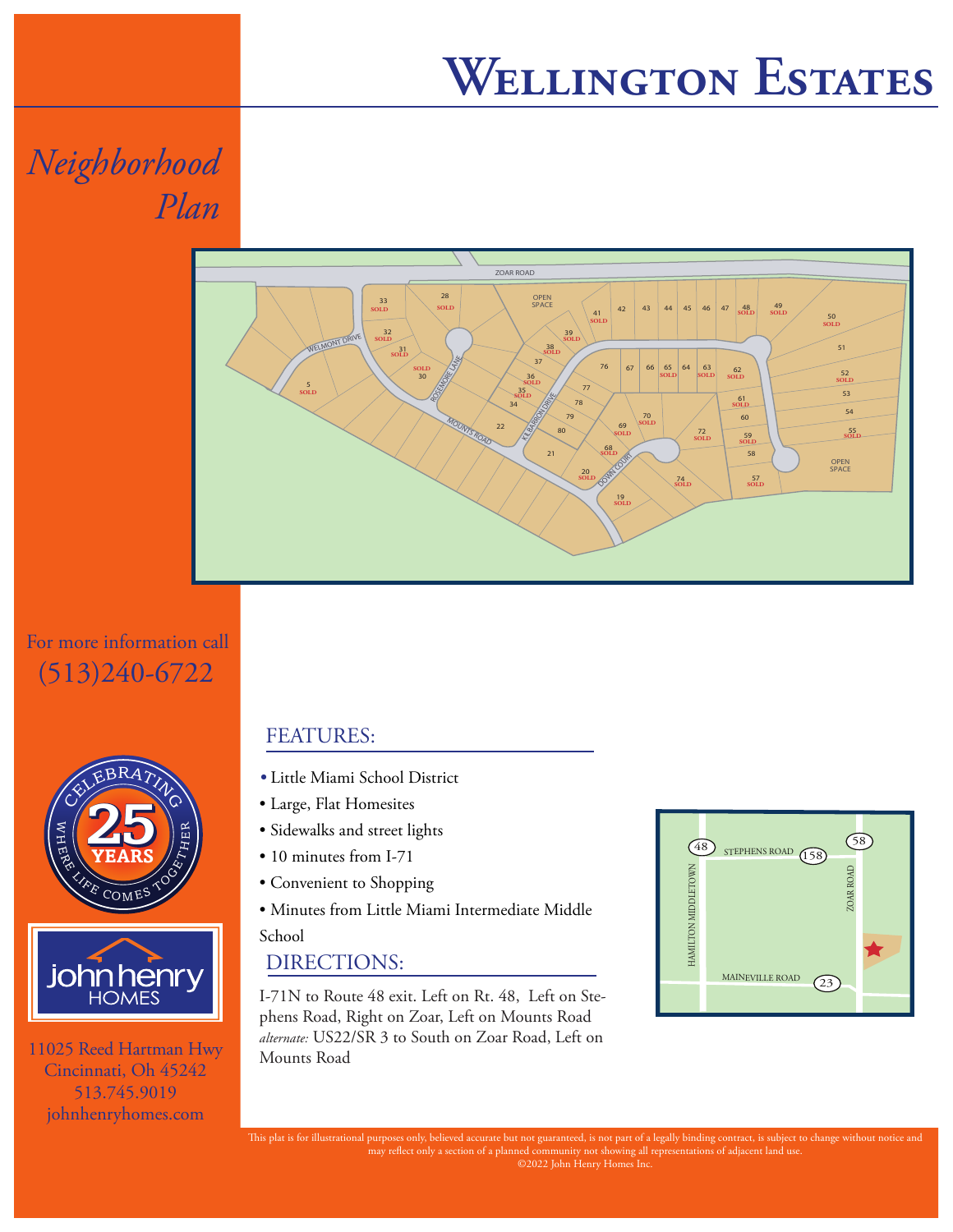# Wellington Estates

## *Neighborhood Plan*

For more information call
(513)240-6722

## FEATURES:

- Little Miami School District
- Large, Flat Homesites
- Sidewalks and street lights
- 10 minutes from I-71
- Convenient to Shopping
- Minutes from Little Miami Intermediate Middle School

## DIRECTIONS:

I-71N to Route 48 exit. Left on Rt. 48, Left on Stephens Road, Right on Zoar, Left on Mounts Road
*alternate:* US22/SR 3 to South on Zoar Road, Left on Mounts Road

CELEBRATING 25 YEARS WHERE LIFE COMES TOGETHER

john henry HOMES

11025 Reed Hartman Hwy
Cincinnati, Oh 45242
513.745.9019
johnhenryhomes.com

This plat is for illustrational purposes only, believed accurate but not guaranteed, is not part of a legally binding contract, is subject to change without notice and may reflect only a section of a planned community not showing all representations of adjacent land use.
©2022 John Henry Homes Inc.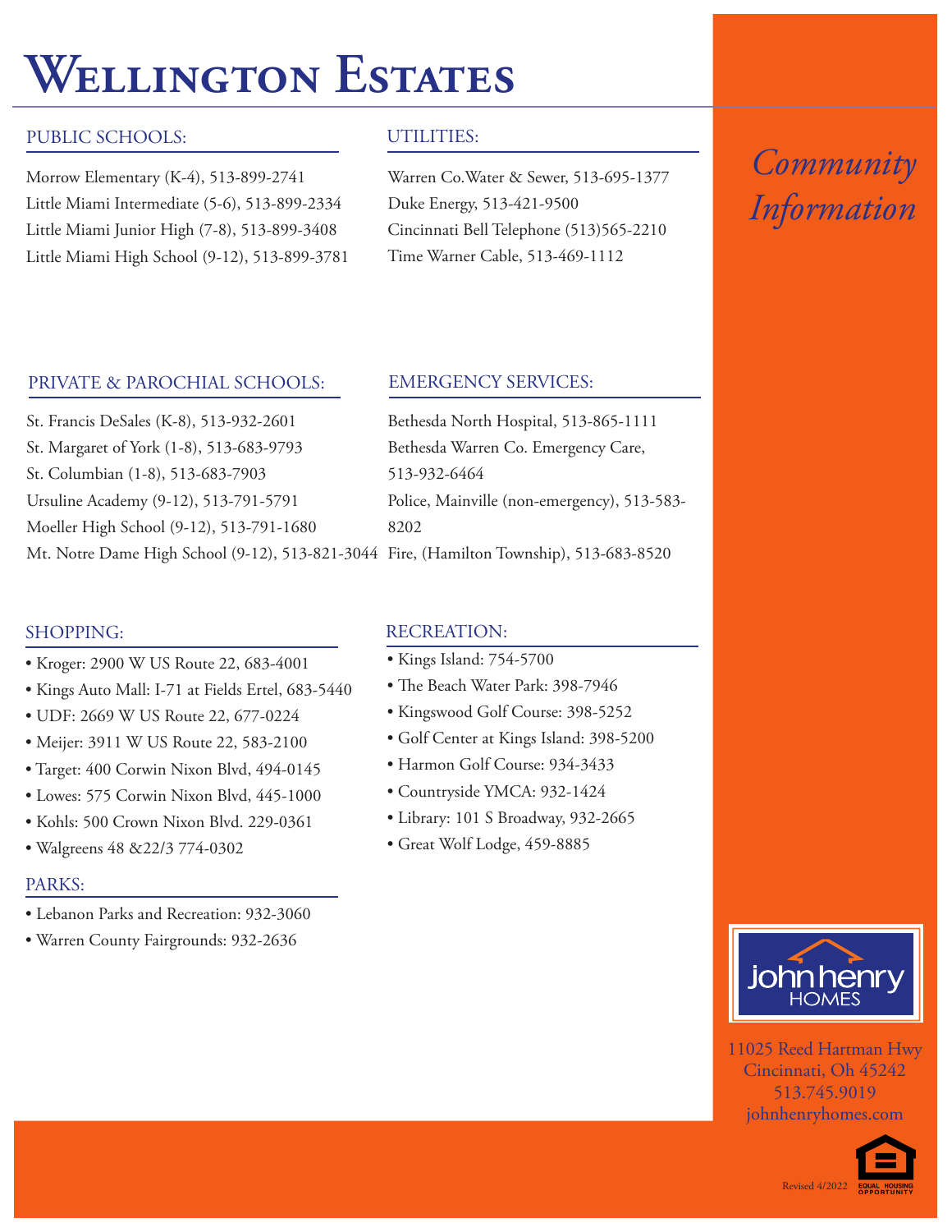# Wellington Estates

*Community Information*

## PUBLIC SCHOOLS:

Morrow Elementary (K-4), 513-899-2741
Little Miami Intermediate (5-6), 513-899-2334
Little Miami Junior High (7-8), 513-899-3408
Little Miami High School (9-12), 513-899-3781

## UTILITIES:

Warren Co.Water & Sewer, 513-695-1377
Duke Energy, 513-421-9500
Cincinnati Bell Telephone (513)565-2210
Time Warner Cable, 513-469-1112

## PRIVATE & PAROCHIAL SCHOOLS:

St. Francis DeSales (K-8), 513-932-2601
St. Margaret of York (1-8), 513-683-9793
St. Columbian (1-8), 513-683-7903
Ursuline Academy (9-12), 513-791-5791
Moeller High School (9-12), 513-791-1680
Mt. Notre Dame High School (9-12), 513-821-3044

## EMERGENCY SERVICES:

Bethesda North Hospital, 513-865-1111
Bethesda Warren Co. Emergency Care, 513-932-6464
Police, Mainville (non-emergency), 513-583-8202
Fire, (Hamilton Township), 513-683-8520

## SHOPPING:

- Kroger: 2900 W US Route 22, 683-4001
- Kings Auto Mall: I-71 at Fields Ertel, 683-5440
- UDF: 2669 W US Route 22, 677-0224
- Meijer: 3911 W US Route 22, 583-2100
- Target: 400 Corwin Nixon Blvd, 494-0145
- Lowes: 575 Corwin Nixon Blvd, 445-1000
- Kohls: 500 Crown Nixon Blvd. 229-0361
- Walgreens 48 &22/3 774-0302

## PARKS:

- Lebanon Parks and Recreation: 932-3060
- Warren County Fairgrounds: 932-2636

## RECREATION:

- Kings Island: 754-5700
- The Beach Water Park: 398-7946
- Kingswood Golf Course: 398-5252
- Golf Center at Kings Island: 398-5200
- Harmon Golf Course: 934-3433
- Countryside YMCA: 932-1424
- Library: 101 S Broadway, 932-2665
- Great Wolf Lodge, 459-8885

john henry HOMES

11025 Reed Hartman Hwy
Cincinnati, Oh 45242
513.745.9019
johnhenryhomes.com

Revised 4/2022

EQUAL HOUSING OPPORTUNITY